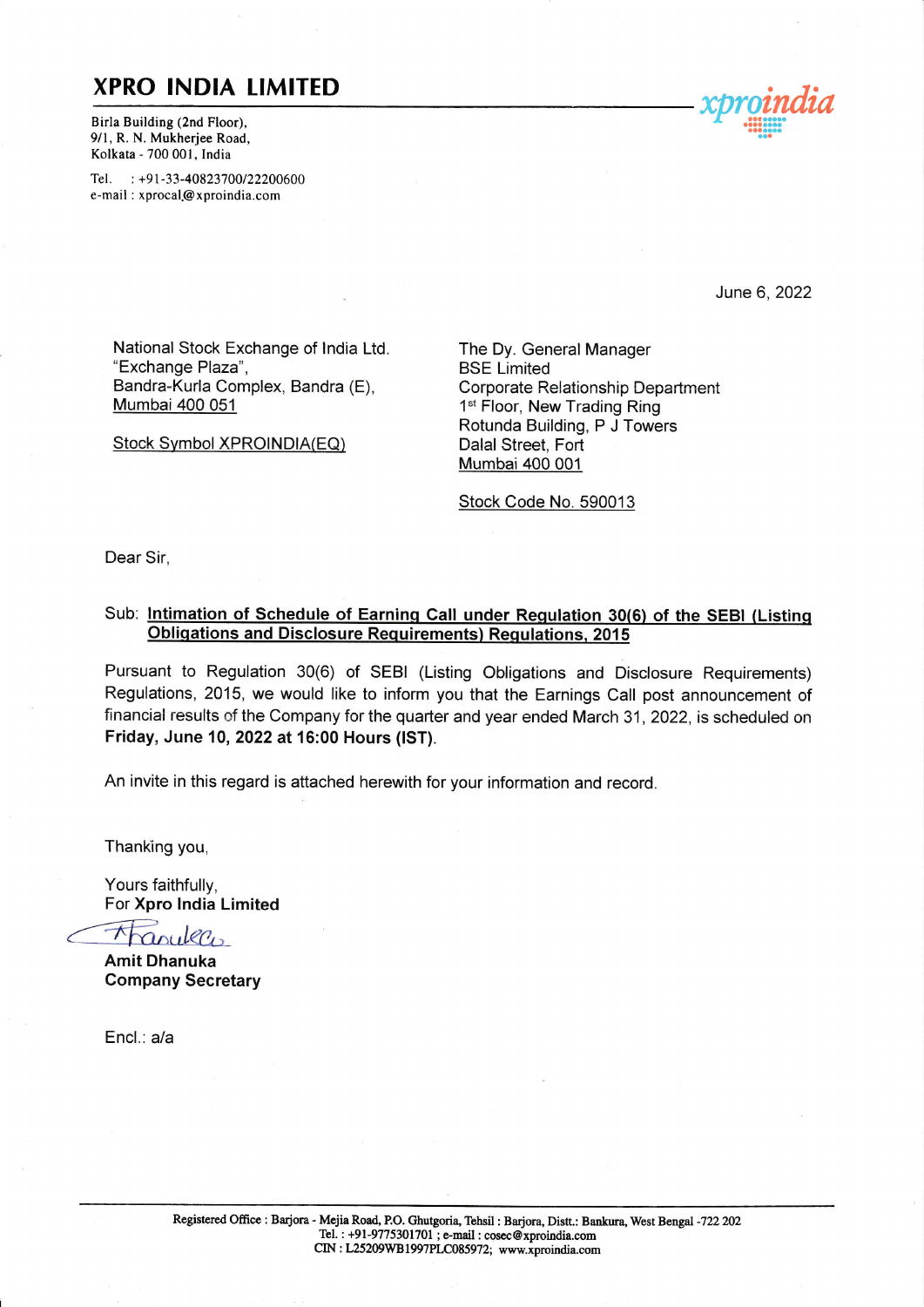# XPRO INDIA LIMITED

Birla Building (2nd Floor),
9/1, R. N. Mukherjee Road,
Kolkata - 700 001, India

Tel. : +91-33-40823700/22200600
e-mail : xprocal@xproindia.com

June 6, 2022

National Stock Exchange of India Ltd.
"Exchange Plaza",
Bandra-Kurla Complex, Bandra (E),
Mumbai 400 051

Stock Symbol XPROINDIA(EQ)

The Dy. General Manager
BSE Limited
Corporate Relationship Department
1st Floor, New Trading Ring
Rotunda Building, P J Towers
Dalal Street, Fort
Mumbai 400 001

Stock Code No. 590013

Dear Sir,

Sub: **Intimation of Schedule of Earning Call under Regulation 30(6) of the SEBI (Listing Obligations and Disclosure Requirements) Regulations, 2015**

Pursuant to Regulation 30(6) of SEBI (Listing Obligations and Disclosure Requirements) Regulations, 2015, we would like to inform you that the Earnings Call post announcement of financial results of the Company for the quarter and year ended March 31, 2022, is scheduled on **Friday, June 10, 2022 at 16:00 Hours (IST)**.

An invite in this regard is attached herewith for your information and record.

Thanking you,

Yours faithfully,
For **Xpro India Limited**

**Amit Dhanuka**
**Company Secretary**

Encl.: a/a

Registered Office : Barjora - Mejia Road, P.O. Ghutgoria, Tehsil : Barjora, Distt.: Bankura, West Bengal -722 202
Tel. : +91-9775301701 ; e-mail : cosec@xproindia.com
CIN : L25209WB1997PLC085972; www.xproindia.com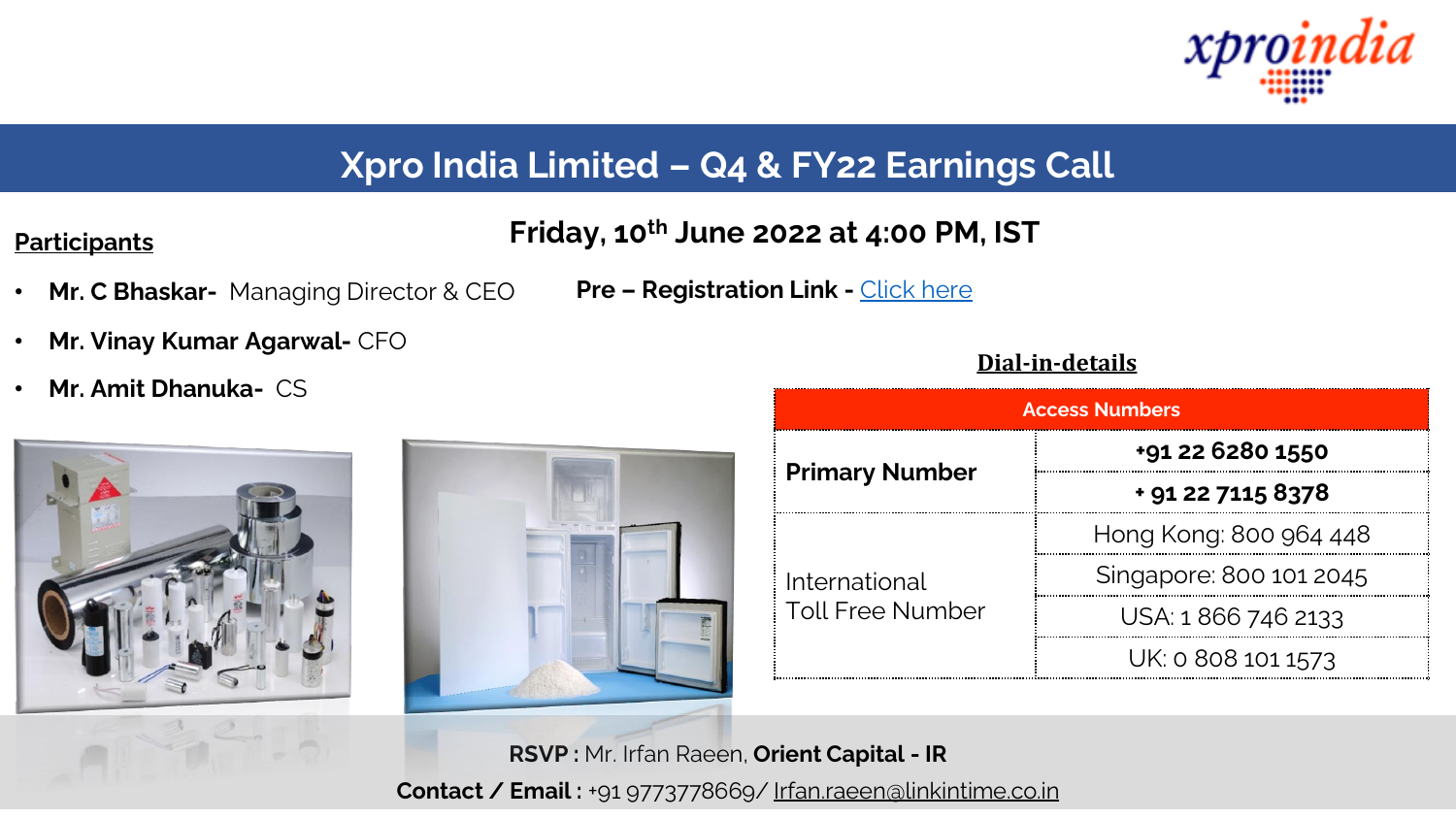# Xpro India Limited – Q4 & FY22 Earnings Call

## Friday, 10th June 2022 at 4:00 PM, IST

**Participants**

- **Mr. C Bhaskar-** Managing Director & CEO
- **Mr. Vinay Kumar Agarwal-** CFO
- **Mr. Amit Dhanuka-** CS

**Pre – Registration Link -** Click here

**Dial-in-details**

| Access Numbers | |
|---|---|
| **Primary Number** | **+91 22 6280 1550** |
| | **+ 91 22 7115 8378** |
| International Toll Free Number | Hong Kong: 800 964 448 |
| | Singapore: 800 101 2045 |
| | USA: 1 866 746 2133 |
| | UK: 0 808 101 1573 |

**RSVP :** Mr. Irfan Raeen, **Orient Capital - IR**

**Contact / Email :** +91 9773778669/ Irfan.raeen@linkintime.co.in